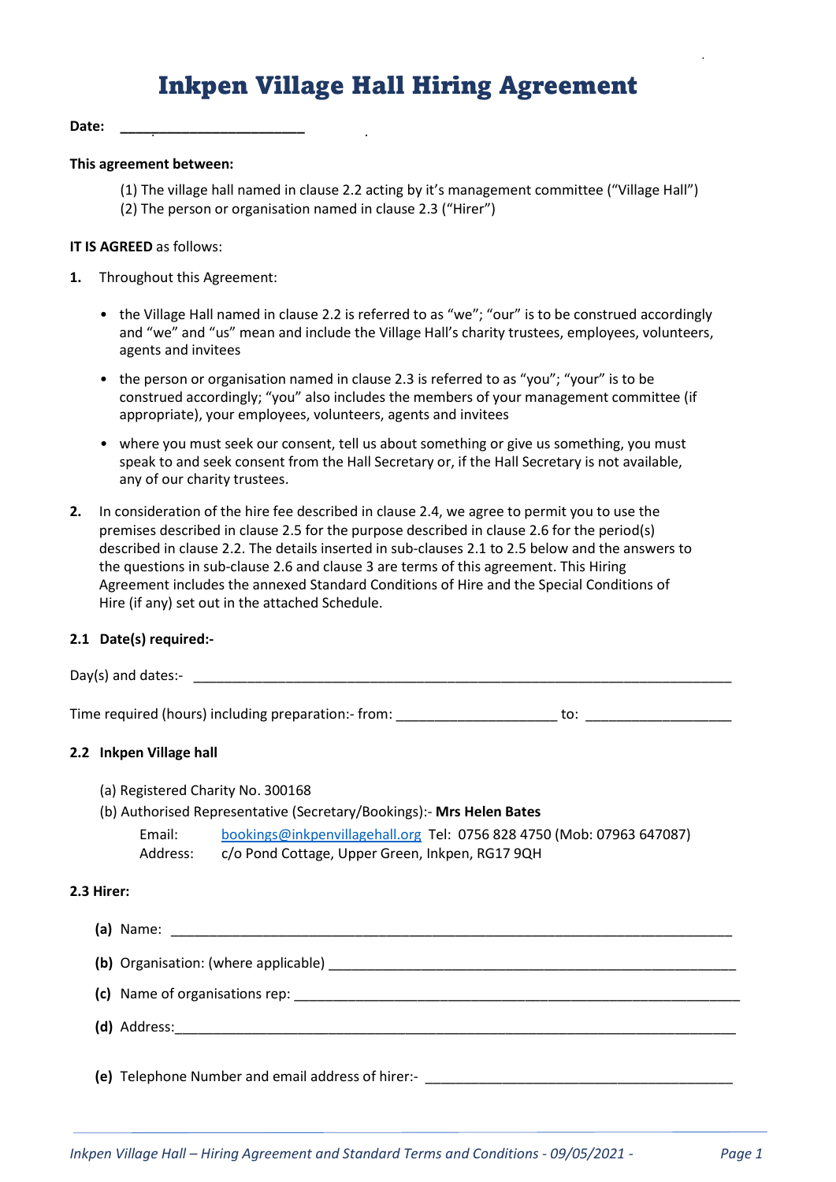# Inkpen Village Hall Hiring Agreement

**Date:** \_\_\_\_\_\_\_\_\_\_\_\_\_\_\_\_\_\_\_\_\_\_\_\_\_

**This agreement between:**

(1) The village hall named in clause 2.2 acting by it's management committee ("Village Hall")
(2) The person or organisation named in clause 2.3 ("Hirer")

**IT IS AGREED** as follows:

**1.** Throughout this Agreement:

- the Village Hall named in clause 2.2 is referred to as "we"; "our" is to be construed accordingly and "we" and "us" mean and include the Village Hall's charity trustees, employees, volunteers, agents and invitees
- the person or organisation named in clause 2.3 is referred to as "you"; "your" is to be construed accordingly; "you" also includes the members of your management committee (if appropriate), your employees, volunteers, agents and invitees
- where you must seek our consent, tell us about something or give us something, you must speak to and seek consent from the Hall Secretary or, if the Hall Secretary is not available, any of our charity trustees.

**2.** In consideration of the hire fee described in clause 2.4, we agree to permit you to use the premises described in clause 2.5 for the purpose described in clause 2.6 for the period(s) described in clause 2.2. The details inserted in sub-clauses 2.1 to 2.5 below and the answers to the questions in sub-clause 2.6 and clause 3 are terms of this agreement. This Hiring Agreement includes the annexed Standard Conditions of Hire and the Special Conditions of Hire (if any) set out in the attached Schedule.

### 2.1 Date(s) required:-

Day(s) and dates:- \_\_\_\_\_\_\_\_\_\_\_\_\_\_\_\_\_\_\_\_\_\_\_\_\_\_\_\_\_\_\_\_\_\_\_\_\_\_\_\_\_\_\_\_\_\_\_\_\_\_\_\_\_\_\_\_\_\_\_\_\_\_\_\_\_\_\_\_\_\_

Time required (hours) including preparation:- from: \_\_\_\_\_\_\_\_\_\_\_\_\_\_\_\_\_\_\_\_ to: \_\_\_\_\_\_\_\_\_\_\_\_\_\_\_\_\_\_\_\_

### 2.2 Inkpen Village hall

(a) Registered Charity No. 300168

(b) Authorised Representative (Secretary/Bookings):- **Mrs Helen Bates**

Email: bookings@inkpenvillagehall.org Tel: 0756 828 4750 (Mob: 07963 647087)
Address: c/o Pond Cottage, Upper Green, Inkpen, RG17 9QH

### 2.3 Hirer:

**(a)** Name: \_\_\_\_\_\_\_\_\_\_\_\_\_\_\_\_\_\_\_\_\_\_\_\_\_\_\_\_\_\_\_\_\_\_\_\_\_\_\_\_\_\_\_\_\_\_\_\_\_\_\_\_\_\_\_\_\_\_\_\_\_\_\_\_\_\_\_\_\_\_

**(b)** Organisation: (where applicable) \_\_\_\_\_\_\_\_\_\_\_\_\_\_\_\_\_\_\_\_\_\_\_\_\_\_\_\_\_\_\_\_\_\_\_\_\_\_\_\_\_\_\_\_\_\_\_\_\_\_\_\_

**(c)** Name of organisations rep: \_\_\_\_\_\_\_\_\_\_\_\_\_\_\_\_\_\_\_\_\_\_\_\_\_\_\_\_\_\_\_\_\_\_\_\_\_\_\_\_\_\_\_\_\_\_\_\_\_\_\_\_\_\_\_\_

**(d)** Address: \_\_\_\_\_\_\_\_\_\_\_\_\_\_\_\_\_\_\_\_\_\_\_\_\_\_\_\_\_\_\_\_\_\_\_\_\_\_\_\_\_\_\_\_\_\_\_\_\_\_\_\_\_\_\_\_\_\_\_\_\_\_\_\_\_\_\_\_\_\_

**(e)** Telephone Number and email address of hirer:- \_\_\_\_\_\_\_\_\_\_\_\_\_\_\_\_\_\_\_\_\_\_\_\_\_\_\_\_\_\_\_\_\_\_\_\_\_\_\_\_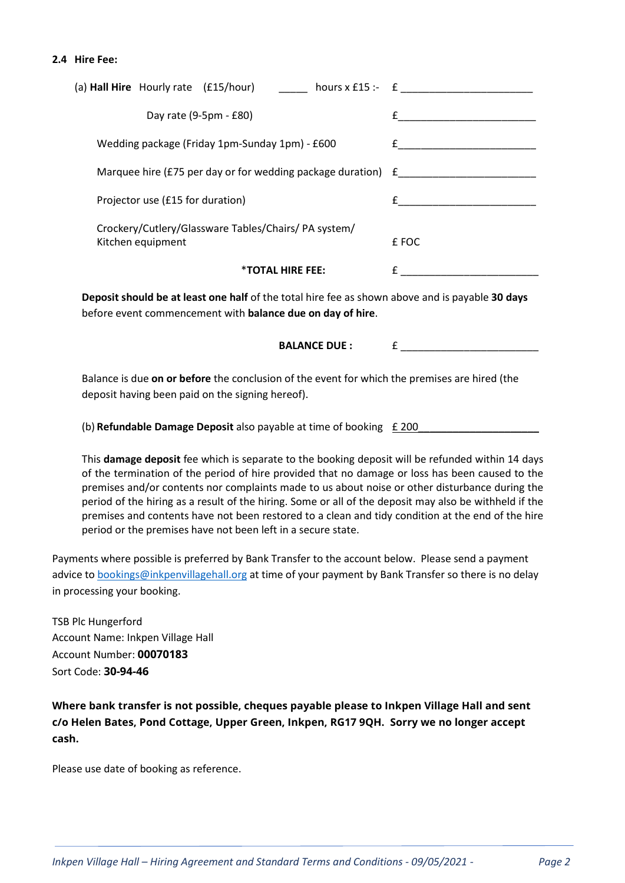### 2.4 Hire Fee:

| | |
|---|---|
| (a) **Hall Hire** Hourly rate (£15/hour) _____ hours x £15 :- | £ ______________________ |
| Day rate (9-5pm - £80) | £______________________ |
| Wedding package (Friday 1pm-Sunday 1pm) - £600 | £______________________ |
| Marquee hire (£75 per day or for wedding package duration) | £______________________ |
| Projector use (£15 for duration) | £______________________ |
| Crockery/Cutlery/Glassware Tables/Chairs/ PA system/ Kitchen equipment | £ FOC |
| ***TOTAL HIRE FEE:** | £ ______________________ |

**Deposit should be at least one half** of the total hire fee as shown above and is payable **30 days** before event commencement with **balance due on day of hire**.

**BALANCE DUE :** £ ______________________

Balance is due **on or before** the conclusion of the event for which the premises are hired (the deposit having been paid on the signing hereof).

(b) **Refundable Damage Deposit** also payable at time of booking £ 200______________________

This **damage deposit** fee which is separate to the booking deposit will be refunded within 14 days of the termination of the period of hire provided that no damage or loss has been caused to the premises and/or contents nor complaints made to us about noise or other disturbance during the period of the hiring as a result of the hiring. Some or all of the deposit may also be withheld if the premises and contents have not been restored to a clean and tidy condition at the end of the hire period or the premises have not been left in a secure state.

Payments where possible is preferred by Bank Transfer to the account below. Please send a payment advice to bookings@inkpenvillagehall.org at time of your payment by Bank Transfer so there is no delay in processing your booking.

TSB Plc Hungerford
Account Name: Inkpen Village Hall
Account Number: **00070183**
Sort Code: **30-94-46**

**Where bank transfer is not possible, cheques payable please to Inkpen Village Hall and sent c/o Helen Bates, Pond Cottage, Upper Green, Inkpen, RG17 9QH. Sorry we no longer accept cash.**

Please use date of booking as reference.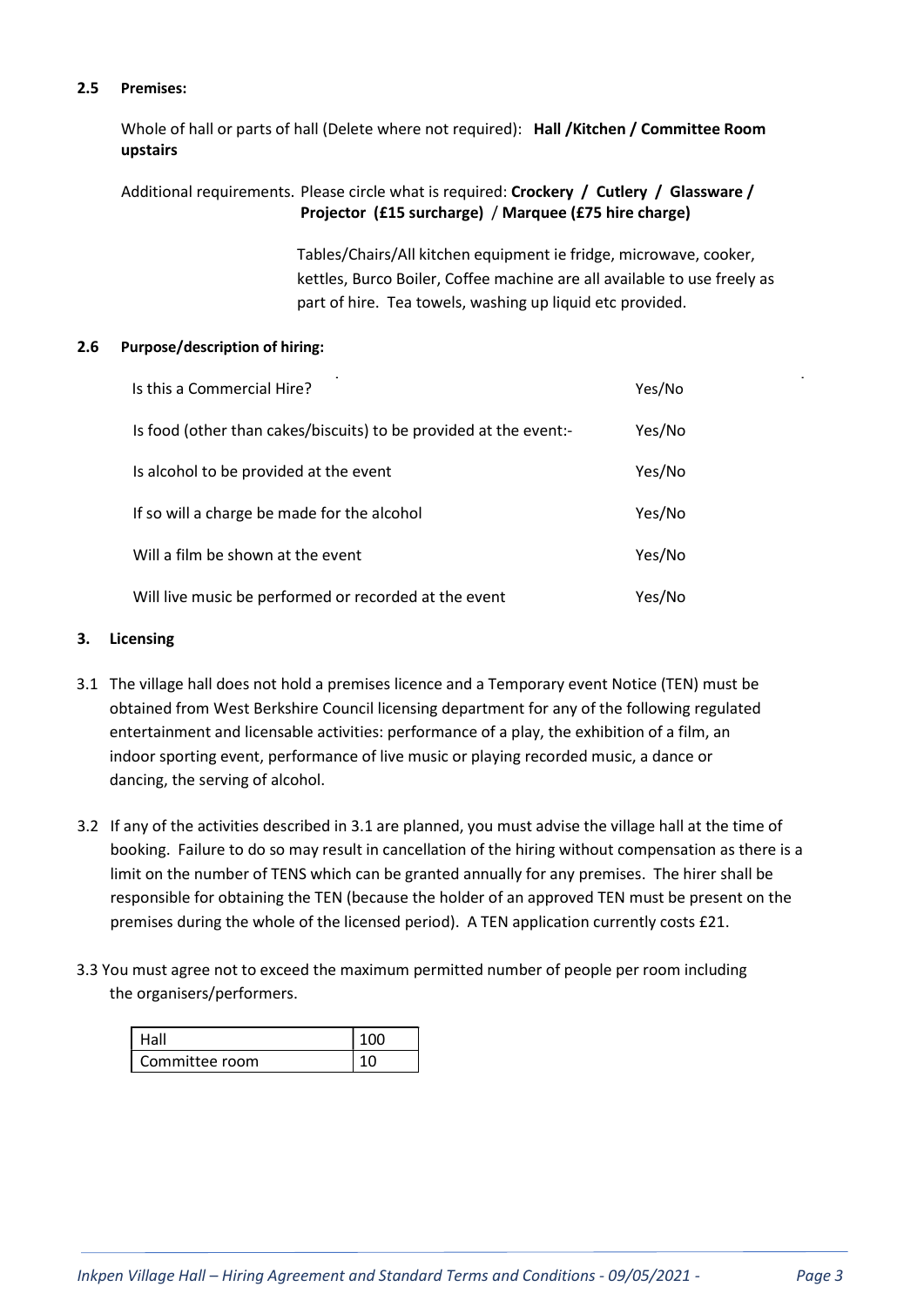**2.5 Premises:**

Whole of hall or parts of hall (Delete where not required): **Hall /Kitchen / Committee Room upstairs**

Additional requirements. Please circle what is required: **Crockery / Cutlery / Glassware / Projector (£15 surcharge)** / **Marquee (£75 hire charge)**

Tables/Chairs/All kitchen equipment ie fridge, microwave, cooker, kettles, Burco Boiler, Coffee machine are all available to use freely as part of hire. Tea towels, washing up liquid etc provided.

**2.6 Purpose/description of hiring:**

| | |
|---|---|
| Is this a Commercial Hire? | Yes/No |
| Is food (other than cakes/biscuits) to be provided at the event:- | Yes/No |
| Is alcohol to be provided at the event | Yes/No |
| If so will a charge be made for the alcohol | Yes/No |
| Will a film be shown at the event | Yes/No |
| Will live music be performed or recorded at the event | Yes/No |

**3. Licensing**

3.1 The village hall does not hold a premises licence and a Temporary event Notice (TEN) must be obtained from West Berkshire Council licensing department for any of the following regulated entertainment and licensable activities: performance of a play, the exhibition of a film, an indoor sporting event, performance of live music or playing recorded music, a dance or dancing, the serving of alcohol.

3.2 If any of the activities described in 3.1 are planned, you must advise the village hall at the time of booking. Failure to do so may result in cancellation of the hiring without compensation as there is a limit on the number of TENS which can be granted annually for any premises. The hirer shall be responsible for obtaining the TEN (because the holder of an approved TEN must be present on the premises during the whole of the licensed period). A TEN application currently costs £21.

3.3 You must agree not to exceed the maximum permitted number of people per room including the organisers/performers.

| | |
|---|---|
| Hall | 100 |
| Committee room | 10 |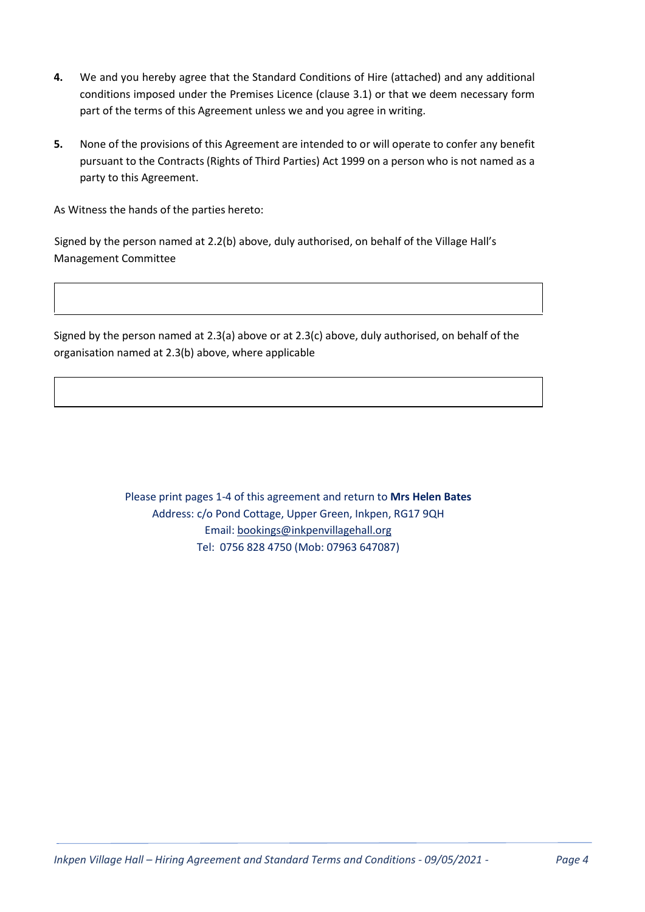**4.** We and you hereby agree that the Standard Conditions of Hire (attached) and any additional conditions imposed under the Premises Licence (clause 3.1) or that we deem necessary form part of the terms of this Agreement unless we and you agree in writing.

**5.** None of the provisions of this Agreement are intended to or will operate to confer any benefit pursuant to the Contracts (Rights of Third Parties) Act 1999 on a person who is not named as a party to this Agreement.

As Witness the hands of the parties hereto:

Signed by the person named at 2.2(b) above, duly authorised, on behalf of the Village Hall's Management Committee

| |
|---|
| |

Signed by the person named at 2.3(a) above or at 2.3(c) above, duly authorised, on behalf of the organisation named at 2.3(b) above, where applicable

| |
|---|
| |

Please print pages 1-4 of this agreement and return to **Mrs Helen Bates**
Address: c/o Pond Cottage, Upper Green, Inkpen, RG17 9QH
Email: bookings@inkpenvillagehall.org
Tel: 0756 828 4750 (Mob: 07963 647087)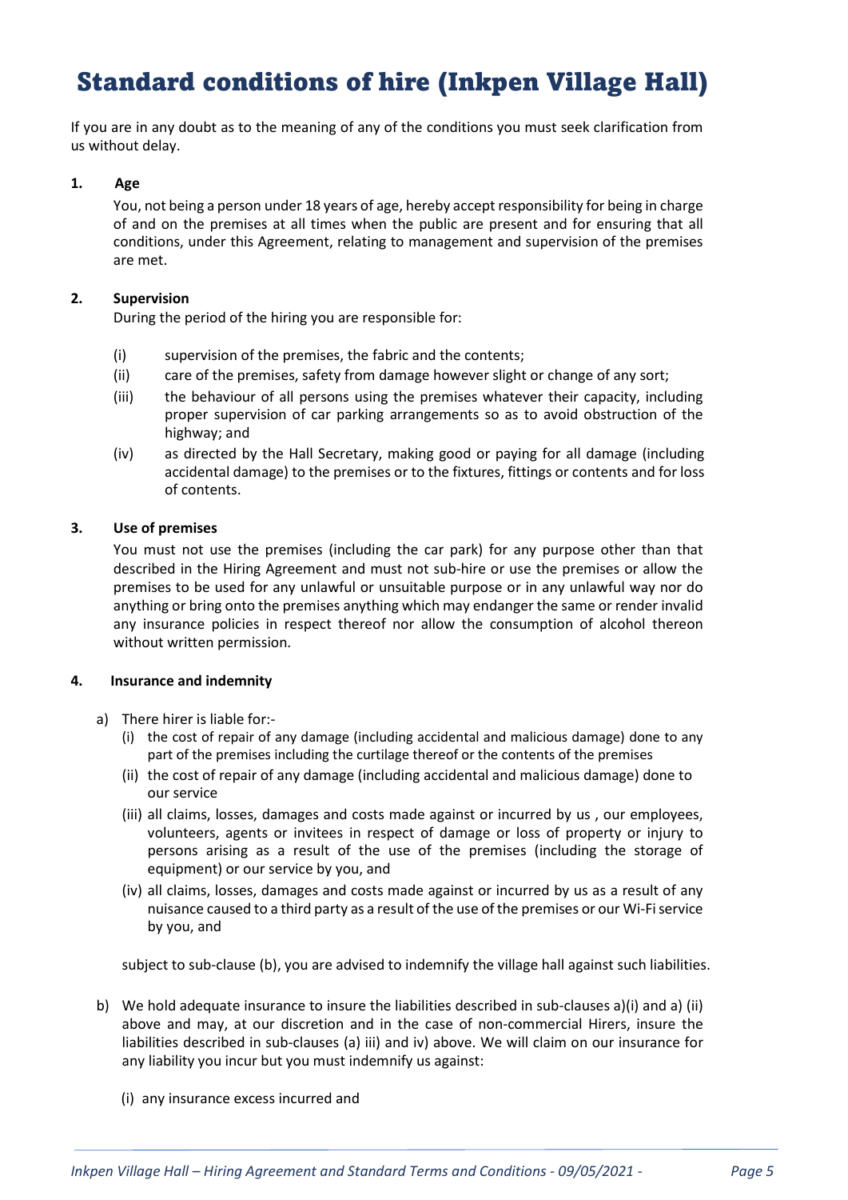# Standard conditions of hire (Inkpen Village Hall)

If you are in any doubt as to the meaning of any of the conditions you must seek clarification from us without delay.

**1. Age**

You, not being a person under 18 years of age, hereby accept responsibility for being in charge of and on the premises at all times when the public are present and for ensuring that all conditions, under this Agreement, relating to management and supervision of the premises are met.

**2. Supervision**

During the period of the hiring you are responsible for:

(i) supervision of the premises, the fabric and the contents;

(ii) care of the premises, safety from damage however slight or change of any sort;

(iii) the behaviour of all persons using the premises whatever their capacity, including proper supervision of car parking arrangements so as to avoid obstruction of the highway; and

(iv) as directed by the Hall Secretary, making good or paying for all damage (including accidental damage) to the premises or to the fixtures, fittings or contents and for loss of contents.

**3. Use of premises**

You must not use the premises (including the car park) for any purpose other than that described in the Hiring Agreement and must not sub-hire or use the premises or allow the premises to be used for any unlawful or unsuitable purpose or in any unlawful way nor do anything or bring onto the premises anything which may endanger the same or render invalid any insurance policies in respect thereof nor allow the consumption of alcohol thereon without written permission.

**4. Insurance and indemnity**

a) There hirer is liable for:-

(i) the cost of repair of any damage (including accidental and malicious damage) done to any part of the premises including the curtilage thereof or the contents of the premises

(ii) the cost of repair of any damage (including accidental and malicious damage) done to our service

(iii) all claims, losses, damages and costs made against or incurred by us , our employees, volunteers, agents or invitees in respect of damage or loss of property or injury to persons arising as a result of the use of the premises (including the storage of equipment) or our service by you, and

(iv) all claims, losses, damages and costs made against or incurred by us as a result of any nuisance caused to a third party as a result of the use of the premises or our Wi-Fi service by you, and

subject to sub-clause (b), you are advised to indemnify the village hall against such liabilities.

b) We hold adequate insurance to insure the liabilities described in sub-clauses a)(i) and a) (ii) above and may, at our discretion and in the case of non-commercial Hirers, insure the liabilities described in sub-clauses (a) iii) and iv) above. We will claim on our insurance for any liability you incur but you must indemnify us against:

(i) any insurance excess incurred and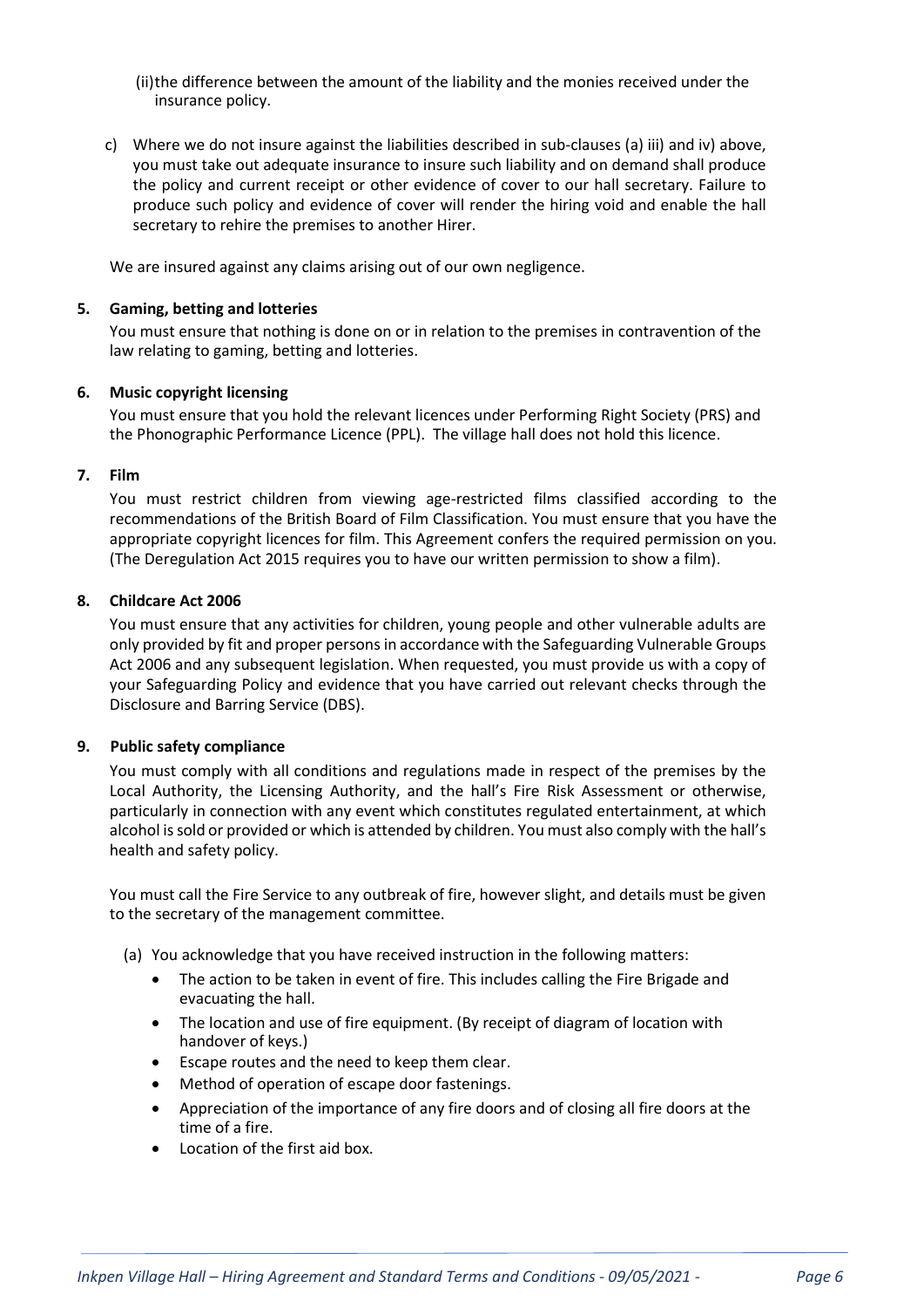(ii) the difference between the amount of the liability and the monies received under the insurance policy.

c) Where we do not insure against the liabilities described in sub-clauses (a) iii) and iv) above, you must take out adequate insurance to insure such liability and on demand shall produce the policy and current receipt or other evidence of cover to our hall secretary. Failure to produce such policy and evidence of cover will render the hiring void and enable the hall secretary to rehire the premises to another Hirer.

We are insured against any claims arising out of our own negligence.

**5. Gaming, betting and lotteries**

You must ensure that nothing is done on or in relation to the premises in contravention of the law relating to gaming, betting and lotteries.

**6. Music copyright licensing**

You must ensure that you hold the relevant licences under Performing Right Society (PRS) and the Phonographic Performance Licence (PPL). The village hall does not hold this licence.

**7. Film**

You must restrict children from viewing age-restricted films classified according to the recommendations of the British Board of Film Classification. You must ensure that you have the appropriate copyright licences for film. This Agreement confers the required permission on you. (The Deregulation Act 2015 requires you to have our written permission to show a film).

**8. Childcare Act 2006**

You must ensure that any activities for children, young people and other vulnerable adults are only provided by fit and proper persons in accordance with the Safeguarding Vulnerable Groups Act 2006 and any subsequent legislation. When requested, you must provide us with a copy of your Safeguarding Policy and evidence that you have carried out relevant checks through the Disclosure and Barring Service (DBS).

**9. Public safety compliance**

You must comply with all conditions and regulations made in respect of the premises by the Local Authority, the Licensing Authority, and the hall's Fire Risk Assessment or otherwise, particularly in connection with any event which constitutes regulated entertainment, at which alcohol is sold or provided or which is attended by children. You must also comply with the hall's health and safety policy.

You must call the Fire Service to any outbreak of fire, however slight, and details must be given to the secretary of the management committee.

(a) You acknowledge that you have received instruction in the following matters:

- The action to be taken in event of fire. This includes calling the Fire Brigade and evacuating the hall.
- The location and use of fire equipment. (By receipt of diagram of location with handover of keys.)
- Escape routes and the need to keep them clear.
- Method of operation of escape door fastenings.
- Appreciation of the importance of any fire doors and of closing all fire doors at the time of a fire.
- Location of the first aid box.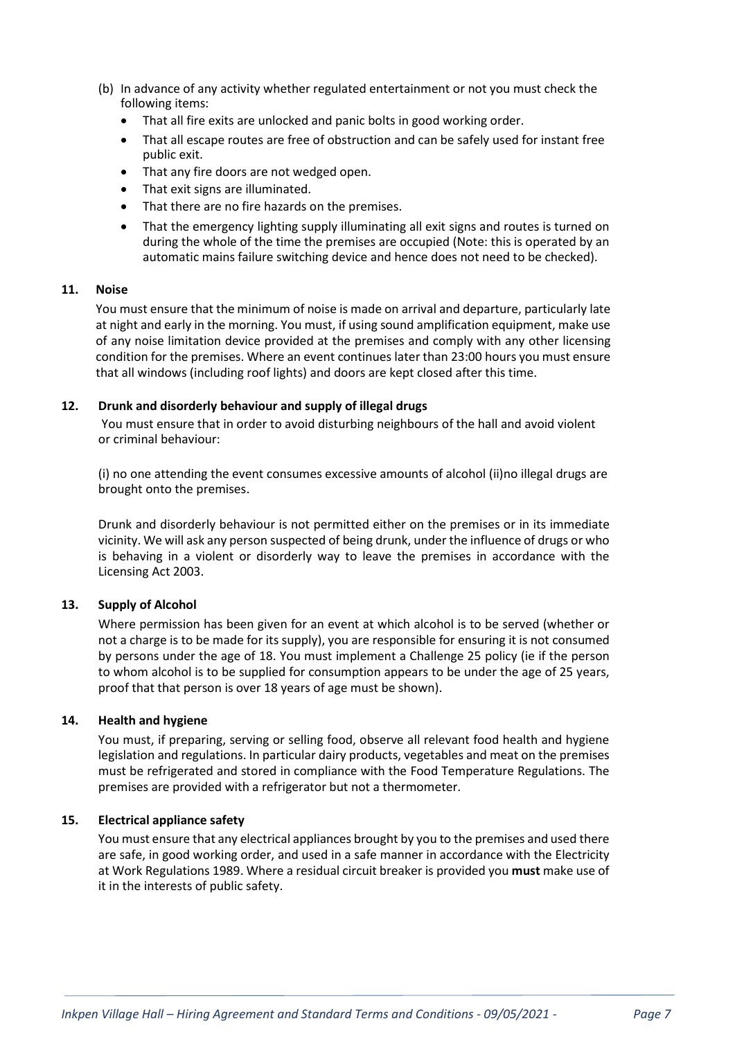(b) In advance of any activity whether regulated entertainment or not you must check the following items:

- That all fire exits are unlocked and panic bolts in good working order.
- That all escape routes are free of obstruction and can be safely used for instant free public exit.
- That any fire doors are not wedged open.
- That exit signs are illuminated.
- That there are no fire hazards on the premises.
- That the emergency lighting supply illuminating all exit signs and routes is turned on during the whole of the time the premises are occupied (Note: this is operated by an automatic mains failure switching device and hence does not need to be checked).

**11. Noise**

You must ensure that the minimum of noise is made on arrival and departure, particularly late at night and early in the morning. You must, if using sound amplification equipment, make use of any noise limitation device provided at the premises and comply with any other licensing condition for the premises. Where an event continues later than 23:00 hours you must ensure that all windows (including roof lights) and doors are kept closed after this time.

**12. Drunk and disorderly behaviour and supply of illegal drugs**

You must ensure that in order to avoid disturbing neighbours of the hall and avoid violent or criminal behaviour:

(i) no one attending the event consumes excessive amounts of alcohol (ii)no illegal drugs are brought onto the premises.

Drunk and disorderly behaviour is not permitted either on the premises or in its immediate vicinity. We will ask any person suspected of being drunk, under the influence of drugs or who is behaving in a violent or disorderly way to leave the premises in accordance with the Licensing Act 2003.

**13. Supply of Alcohol**

Where permission has been given for an event at which alcohol is to be served (whether or not a charge is to be made for its supply), you are responsible for ensuring it is not consumed by persons under the age of 18. You must implement a Challenge 25 policy (ie if the person to whom alcohol is to be supplied for consumption appears to be under the age of 25 years, proof that that person is over 18 years of age must be shown).

**14. Health and hygiene**

You must, if preparing, serving or selling food, observe all relevant food health and hygiene legislation and regulations. In particular dairy products, vegetables and meat on the premises must be refrigerated and stored in compliance with the Food Temperature Regulations. The premises are provided with a refrigerator but not a thermometer.

**15. Electrical appliance safety**

You must ensure that any electrical appliances brought by you to the premises and used there are safe, in good working order, and used in a safe manner in accordance with the Electricity at Work Regulations 1989. Where a residual circuit breaker is provided you **must** make use of it in the interests of public safety.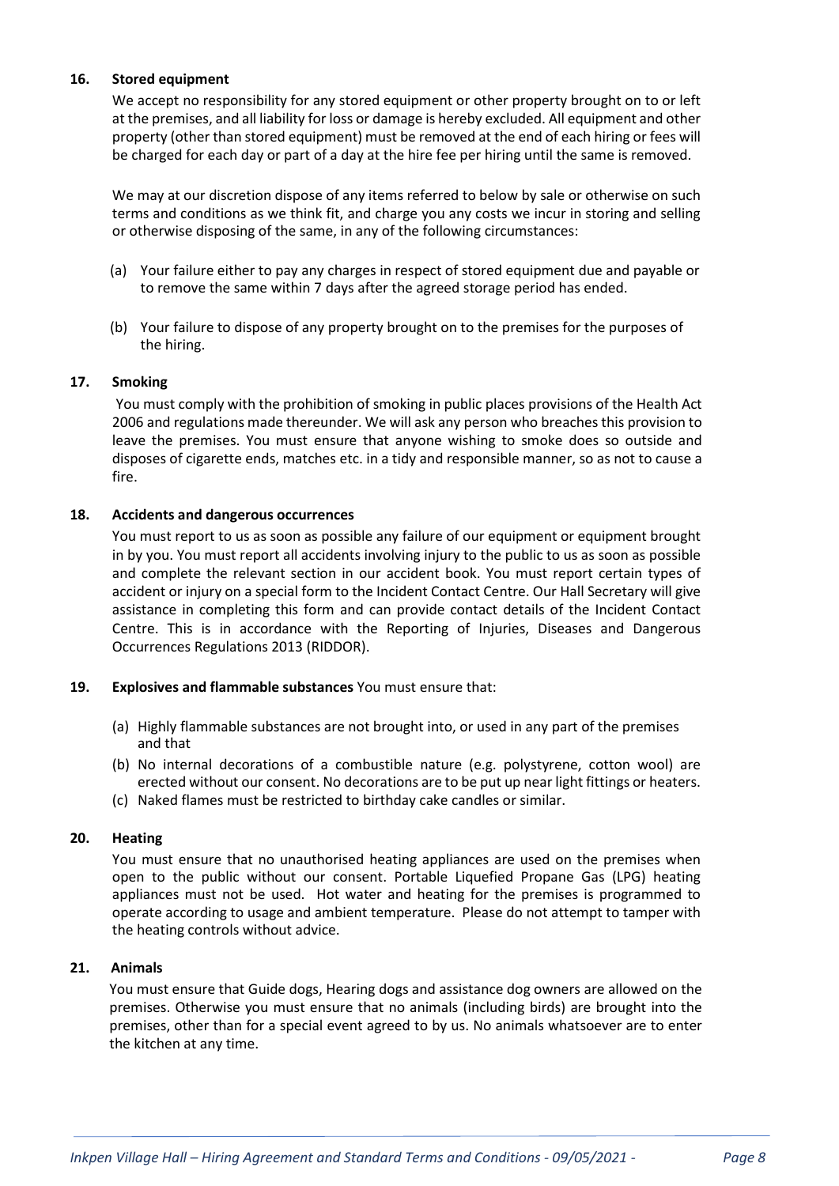### 16. Stored equipment

We accept no responsibility for any stored equipment or other property brought on to or left at the premises, and all liability for loss or damage is hereby excluded. All equipment and other property (other than stored equipment) must be removed at the end of each hiring or fees will be charged for each day or part of a day at the hire fee per hiring until the same is removed.

We may at our discretion dispose of any items referred to below by sale or otherwise on such terms and conditions as we think fit, and charge you any costs we incur in storing and selling or otherwise disposing of the same, in any of the following circumstances:

(a) Your failure either to pay any charges in respect of stored equipment due and payable or to remove the same within 7 days after the agreed storage period has ended.

(b) Your failure to dispose of any property brought on to the premises for the purposes of the hiring.

### 17. Smoking

You must comply with the prohibition of smoking in public places provisions of the Health Act 2006 and regulations made thereunder. We will ask any person who breaches this provision to leave the premises. You must ensure that anyone wishing to smoke does so outside and disposes of cigarette ends, matches etc. in a tidy and responsible manner, so as not to cause a fire.

### 18. Accidents and dangerous occurrences

You must report to us as soon as possible any failure of our equipment or equipment brought in by you. You must report all accidents involving injury to the public to us as soon as possible and complete the relevant section in our accident book. You must report certain types of accident or injury on a special form to the Incident Contact Centre. Our Hall Secretary will give assistance in completing this form and can provide contact details of the Incident Contact Centre. This is in accordance with the Reporting of Injuries, Diseases and Dangerous Occurrences Regulations 2013 (RIDDOR).

### 19. Explosives and flammable substances You must ensure that:

(a) Highly flammable substances are not brought into, or used in any part of the premises and that
(b) No internal decorations of a combustible nature (e.g. polystyrene, cotton wool) are erected without our consent. No decorations are to be put up near light fittings or heaters.
(c) Naked flames must be restricted to birthday cake candles or similar.

### 20. Heating

You must ensure that no unauthorised heating appliances are used on the premises when open to the public without our consent. Portable Liquefied Propane Gas (LPG) heating appliances must not be used. Hot water and heating for the premises is programmed to operate according to usage and ambient temperature. Please do not attempt to tamper with the heating controls without advice.

### 21. Animals

You must ensure that Guide dogs, Hearing dogs and assistance dog owners are allowed on the premises. Otherwise you must ensure that no animals (including birds) are brought into the premises, other than for a special event agreed to by us. No animals whatsoever are to enter the kitchen at any time.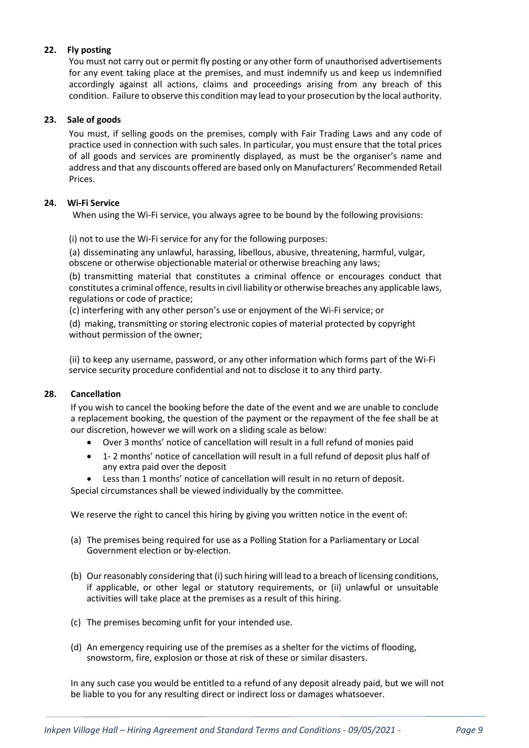**22. Fly posting**

You must not carry out or permit fly posting or any other form of unauthorised advertisements for any event taking place at the premises, and must indemnify us and keep us indemnified accordingly against all actions, claims and proceedings arising from any breach of this condition. Failure to observe this condition may lead to your prosecution by the local authority.

**23. Sale of goods**

You must, if selling goods on the premises, comply with Fair Trading Laws and any code of practice used in connection with such sales. In particular, you must ensure that the total prices of all goods and services are prominently displayed, as must be the organiser's name and address and that any discounts offered are based only on Manufacturers' Recommended Retail Prices.

**24. Wi-Fi Service**

When using the Wi-Fi service, you always agree to be bound by the following provisions:

(i) not to use the Wi-Fi service for any for the following purposes:

(a) disseminating any unlawful, harassing, libellous, abusive, threatening, harmful, vulgar, obscene or otherwise objectionable material or otherwise breaching any laws;

(b) transmitting material that constitutes a criminal offence or encourages conduct that constitutes a criminal offence, results in civil liability or otherwise breaches any applicable laws, regulations or code of practice;

(c) interfering with any other person's use or enjoyment of the Wi-Fi service; or

(d) making, transmitting or storing electronic copies of material protected by copyright without permission of the owner;

(ii) to keep any username, password, or any other information which forms part of the Wi-Fi service security procedure confidential and not to disclose it to any third party.

**28. Cancellation**

If you wish to cancel the booking before the date of the event and we are unable to conclude a replacement booking, the question of the payment or the repayment of the fee shall be at our discretion, however we will work on a sliding scale as below:

- Over 3 months' notice of cancellation will result in a full refund of monies paid
- 1- 2 months' notice of cancellation will result in a full refund of deposit plus half of any extra paid over the deposit
- Less than 1 months' notice of cancellation will result in no return of deposit.

Special circumstances shall be viewed individually by the committee.

We reserve the right to cancel this hiring by giving you written notice in the event of:

(a) The premises being required for use as a Polling Station for a Parliamentary or Local Government election or by-election.

(b) Our reasonably considering that (i) such hiring will lead to a breach of licensing conditions, if applicable, or other legal or statutory requirements, or (ii) unlawful or unsuitable activities will take place at the premises as a result of this hiring.

(c) The premises becoming unfit for your intended use.

(d) An emergency requiring use of the premises as a shelter for the victims of flooding, snowstorm, fire, explosion or those at risk of these or similar disasters.

In any such case you would be entitled to a refund of any deposit already paid, but we will not be liable to you for any resulting direct or indirect loss or damages whatsoever.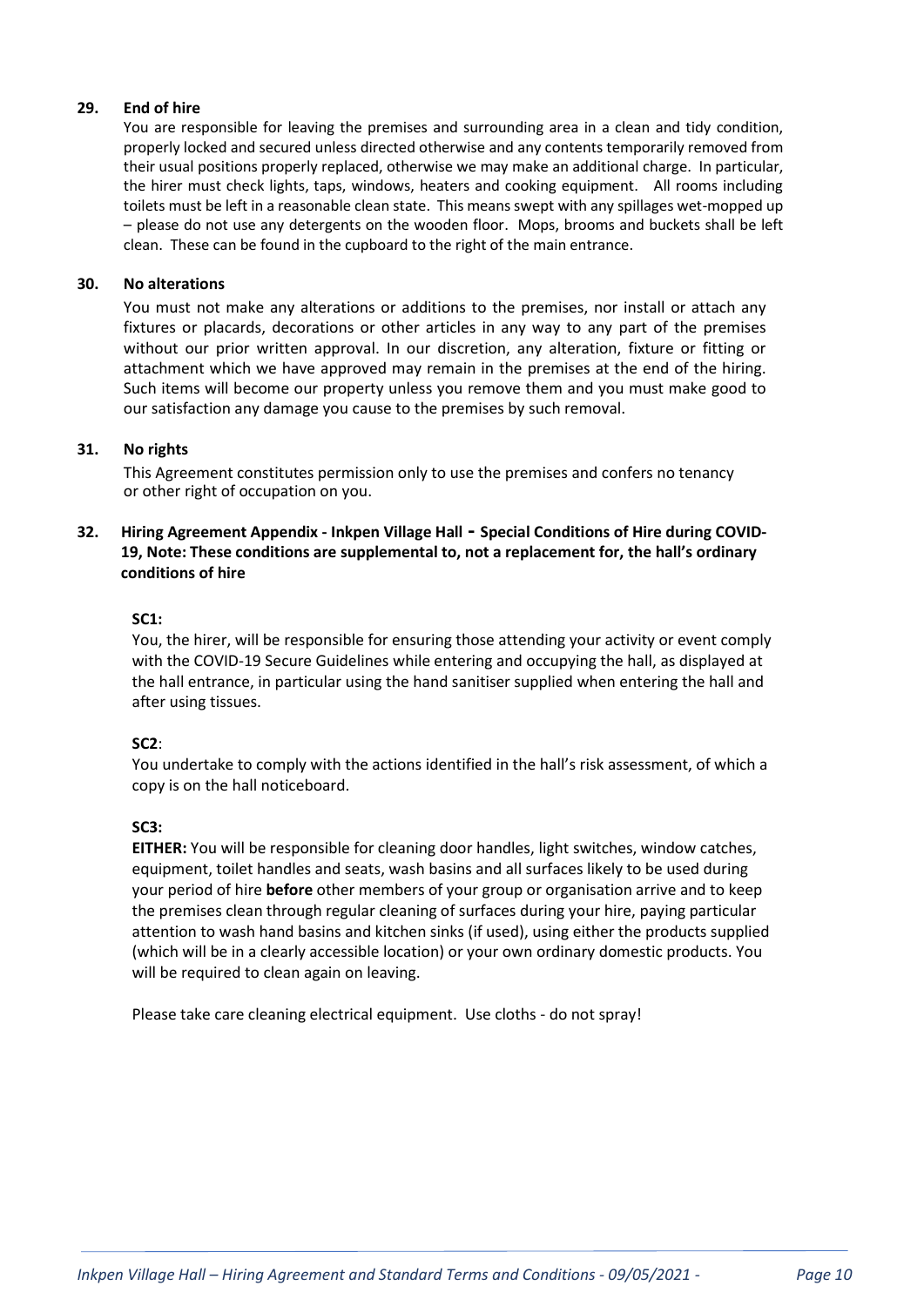### 29. End of hire

You are responsible for leaving the premises and surrounding area in a clean and tidy condition, properly locked and secured unless directed otherwise and any contents temporarily removed from their usual positions properly replaced, otherwise we may make an additional charge. In particular, the hirer must check lights, taps, windows, heaters and cooking equipment. All rooms including toilets must be left in a reasonable clean state. This means swept with any spillages wet-mopped up – please do not use any detergents on the wooden floor. Mops, brooms and buckets shall be left clean. These can be found in the cupboard to the right of the main entrance.

### 30. No alterations

You must not make any alterations or additions to the premises, nor install or attach any fixtures or placards, decorations or other articles in any way to any part of the premises without our prior written approval. In our discretion, any alteration, fixture or fitting or attachment which we have approved may remain in the premises at the end of the hiring. Such items will become our property unless you remove them and you must make good to our satisfaction any damage you cause to the premises by such removal.

### 31. No rights

This Agreement constitutes permission only to use the premises and confers no tenancy or other right of occupation on you.

### 32. Hiring Agreement Appendix - Inkpen Village Hall - Special Conditions of Hire during COVID-19, Note: These conditions are supplemental to, not a replacement for, the hall's ordinary conditions of hire

**SC1:**

You, the hirer, will be responsible for ensuring those attending your activity or event comply with the COVID-19 Secure Guidelines while entering and occupying the hall, as displayed at the hall entrance, in particular using the hand sanitiser supplied when entering the hall and after using tissues.

**SC2**:

You undertake to comply with the actions identified in the hall's risk assessment, of which a copy is on the hall noticeboard.

**SC3:**

**EITHER:** You will be responsible for cleaning door handles, light switches, window catches, equipment, toilet handles and seats, wash basins and all surfaces likely to be used during your period of hire **before** other members of your group or organisation arrive and to keep the premises clean through regular cleaning of surfaces during your hire, paying particular attention to wash hand basins and kitchen sinks (if used), using either the products supplied (which will be in a clearly accessible location) or your own ordinary domestic products. You will be required to clean again on leaving.

Please take care cleaning electrical equipment. Use cloths - do not spray!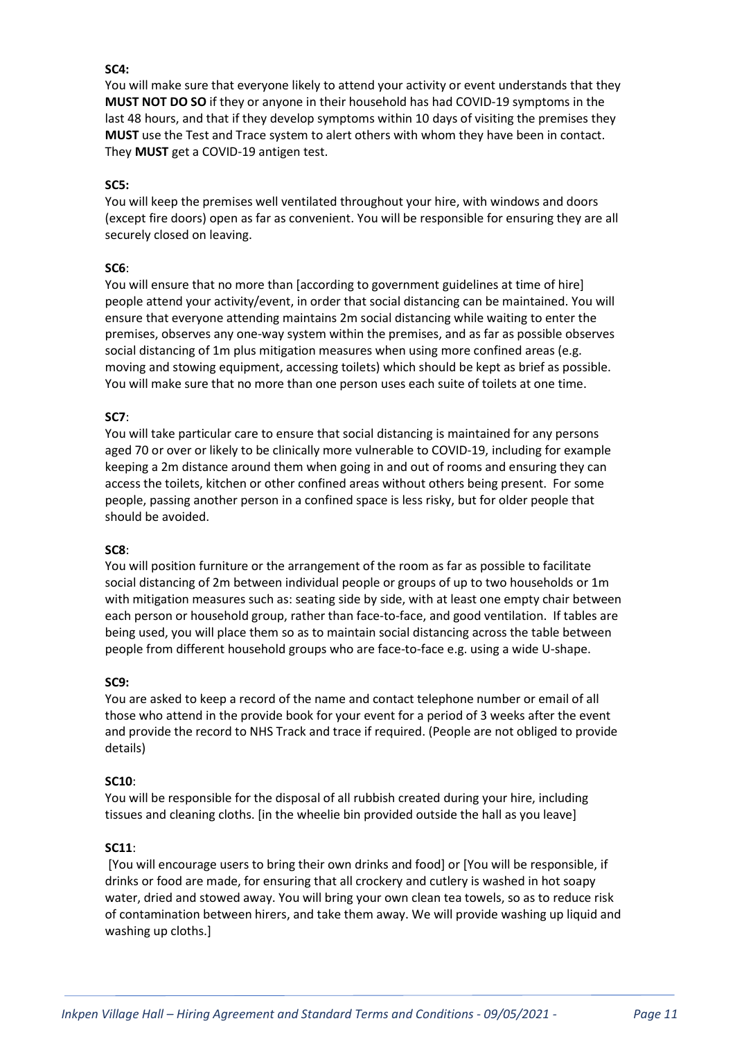**SC4:**

You will make sure that everyone likely to attend your activity or event understands that they **MUST NOT DO SO** if they or anyone in their household has had COVID-19 symptoms in the last 48 hours, and that if they develop symptoms within 10 days of visiting the premises they **MUST** use the Test and Trace system to alert others with whom they have been in contact. They **MUST** get a COVID-19 antigen test.

**SC5:**

You will keep the premises well ventilated throughout your hire, with windows and doors (except fire doors) open as far as convenient. You will be responsible for ensuring they are all securely closed on leaving.

**SC6**:

You will ensure that no more than [according to government guidelines at time of hire] people attend your activity/event, in order that social distancing can be maintained. You will ensure that everyone attending maintains 2m social distancing while waiting to enter the premises, observes any one-way system within the premises, and as far as possible observes social distancing of 1m plus mitigation measures when using more confined areas (e.g. moving and stowing equipment, accessing toilets) which should be kept as brief as possible. You will make sure that no more than one person uses each suite of toilets at one time.

**SC7**:

You will take particular care to ensure that social distancing is maintained for any persons aged 70 or over or likely to be clinically more vulnerable to COVID-19, including for example keeping a 2m distance around them when going in and out of rooms and ensuring they can access the toilets, kitchen or other confined areas without others being present. For some people, passing another person in a confined space is less risky, but for older people that should be avoided.

**SC8**:

You will position furniture or the arrangement of the room as far as possible to facilitate social distancing of 2m between individual people or groups of up to two households or 1m with mitigation measures such as: seating side by side, with at least one empty chair between each person or household group, rather than face-to-face, and good ventilation. If tables are being used, you will place them so as to maintain social distancing across the table between people from different household groups who are face-to-face e.g. using a wide U-shape.

**SC9:**

You are asked to keep a record of the name and contact telephone number or email of all those who attend in the provide book for your event for a period of 3 weeks after the event and provide the record to NHS Track and trace if required. (People are not obliged to provide details)

**SC10**:

You will be responsible for the disposal of all rubbish created during your hire, including tissues and cleaning cloths. [in the wheelie bin provided outside the hall as you leave]

**SC11**:

[You will encourage users to bring their own drinks and food] or [You will be responsible, if drinks or food are made, for ensuring that all crockery and cutlery is washed in hot soapy water, dried and stowed away. You will bring your own clean tea towels, so as to reduce risk of contamination between hirers, and take them away. We will provide washing up liquid and washing up cloths.]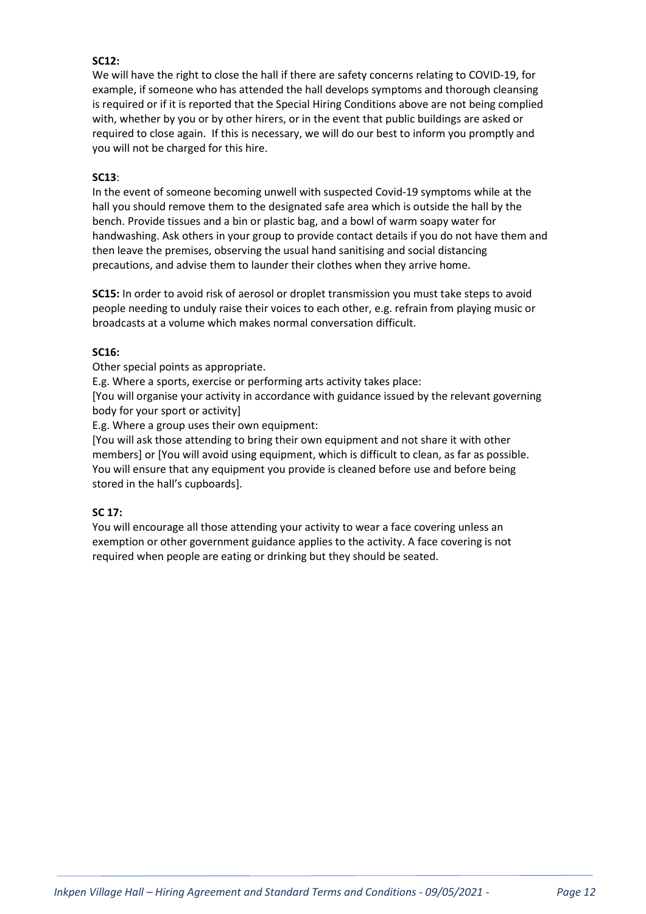**SC12:**
We will have the right to close the hall if there are safety concerns relating to COVID-19, for example, if someone who has attended the hall develops symptoms and thorough cleansing is required or if it is reported that the Special Hiring Conditions above are not being complied with, whether by you or by other hirers, or in the event that public buildings are asked or required to close again. If this is necessary, we will do our best to inform you promptly and you will not be charged for this hire.

**SC13**:
In the event of someone becoming unwell with suspected Covid-19 symptoms while at the hall you should remove them to the designated safe area which is outside the hall by the bench. Provide tissues and a bin or plastic bag, and a bowl of warm soapy water for handwashing. Ask others in your group to provide contact details if you do not have them and then leave the premises, observing the usual hand sanitising and social distancing precautions, and advise them to launder their clothes when they arrive home.

**SC15:** In order to avoid risk of aerosol or droplet transmission you must take steps to avoid people needing to unduly raise their voices to each other, e.g. refrain from playing music or broadcasts at a volume which makes normal conversation difficult.

**SC16:**

Other special points as appropriate.

E.g. Where a sports, exercise or performing arts activity takes place:

[You will organise your activity in accordance with guidance issued by the relevant governing body for your sport or activity]

E.g. Where a group uses their own equipment:

[You will ask those attending to bring their own equipment and not share it with other members] or [You will avoid using equipment, which is difficult to clean, as far as possible. You will ensure that any equipment you provide is cleaned before use and before being stored in the hall's cupboards].

**SC 17:**
You will encourage all those attending your activity to wear a face covering unless an exemption or other government guidance applies to the activity. A face covering is not required when people are eating or drinking but they should be seated.